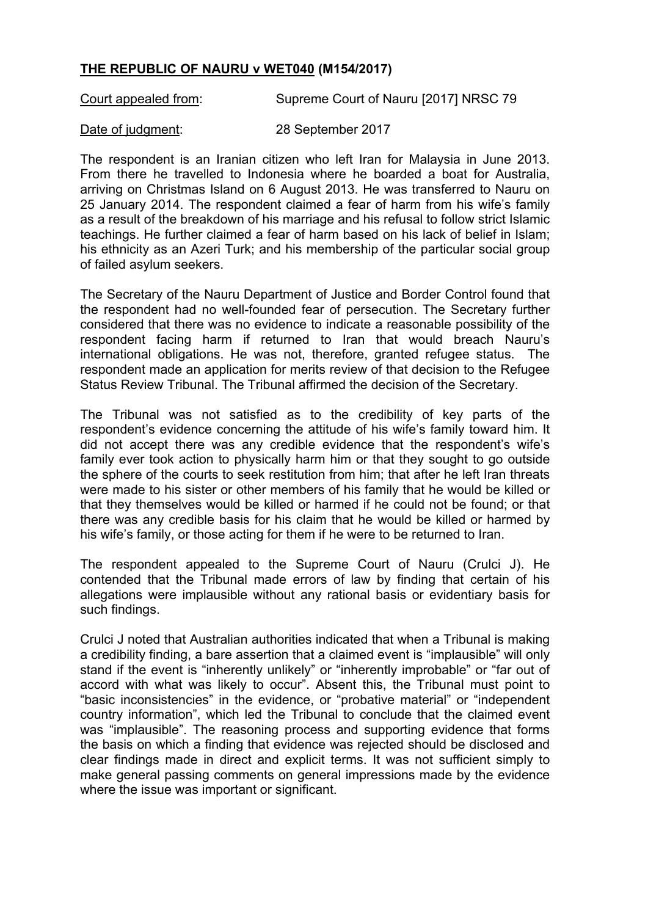**<u>THE REPUBLIC OF NAURU v WET040</u> (M154/2017)**

<u>Court appealed from</u>: Supreme Court of Nauru [2017] NRSC 79

<u>Date of judgment</u>: 28 September 2017

The respondent is an Iranian citizen who left Iran for Malaysia in June 2013. From there he travelled to Indonesia where he boarded a boat for Australia, arriving on Christmas Island on 6 August 2013. He was transferred to Nauru on 25 January 2014. The respondent claimed a fear of harm from his wife's family as a result of the breakdown of his marriage and his refusal to follow strict Islamic teachings. He further claimed a fear of harm based on his lack of belief in Islam; his ethnicity as an Azeri Turk; and his membership of the particular social group of failed asylum seekers.

The Secretary of the Nauru Department of Justice and Border Control found that the respondent had no well-founded fear of persecution. The Secretary further considered that there was no evidence to indicate a reasonable possibility of the respondent facing harm if returned to Iran that would breach Nauru's international obligations. He was not, therefore, granted refugee status. The respondent made an application for merits review of that decision to the Refugee Status Review Tribunal. The Tribunal affirmed the decision of the Secretary.

The Tribunal was not satisfied as to the credibility of key parts of the respondent's evidence concerning the attitude of his wife's family toward him. It did not accept there was any credible evidence that the respondent's wife's family ever took action to physically harm him or that they sought to go outside the sphere of the courts to seek restitution from him; that after he left Iran threats were made to his sister or other members of his family that he would be killed or that they themselves would be killed or harmed if he could not be found; or that there was any credible basis for his claim that he would be killed or harmed by his wife's family, or those acting for them if he were to be returned to Iran.

The respondent appealed to the Supreme Court of Nauru (Crulci J). He contended that the Tribunal made errors of law by finding that certain of his allegations were implausible without any rational basis or evidentiary basis for such findings.

Crulci J noted that Australian authorities indicated that when a Tribunal is making a credibility finding, a bare assertion that a claimed event is "implausible" will only stand if the event is "inherently unlikely" or "inherently improbable" or "far out of accord with what was likely to occur". Absent this, the Tribunal must point to "basic inconsistencies" in the evidence, or "probative material" or "independent country information", which led the Tribunal to conclude that the claimed event was "implausible". The reasoning process and supporting evidence that forms the basis on which a finding that evidence was rejected should be disclosed and clear findings made in direct and explicit terms. It was not sufficient simply to make general passing comments on general impressions made by the evidence where the issue was important or significant.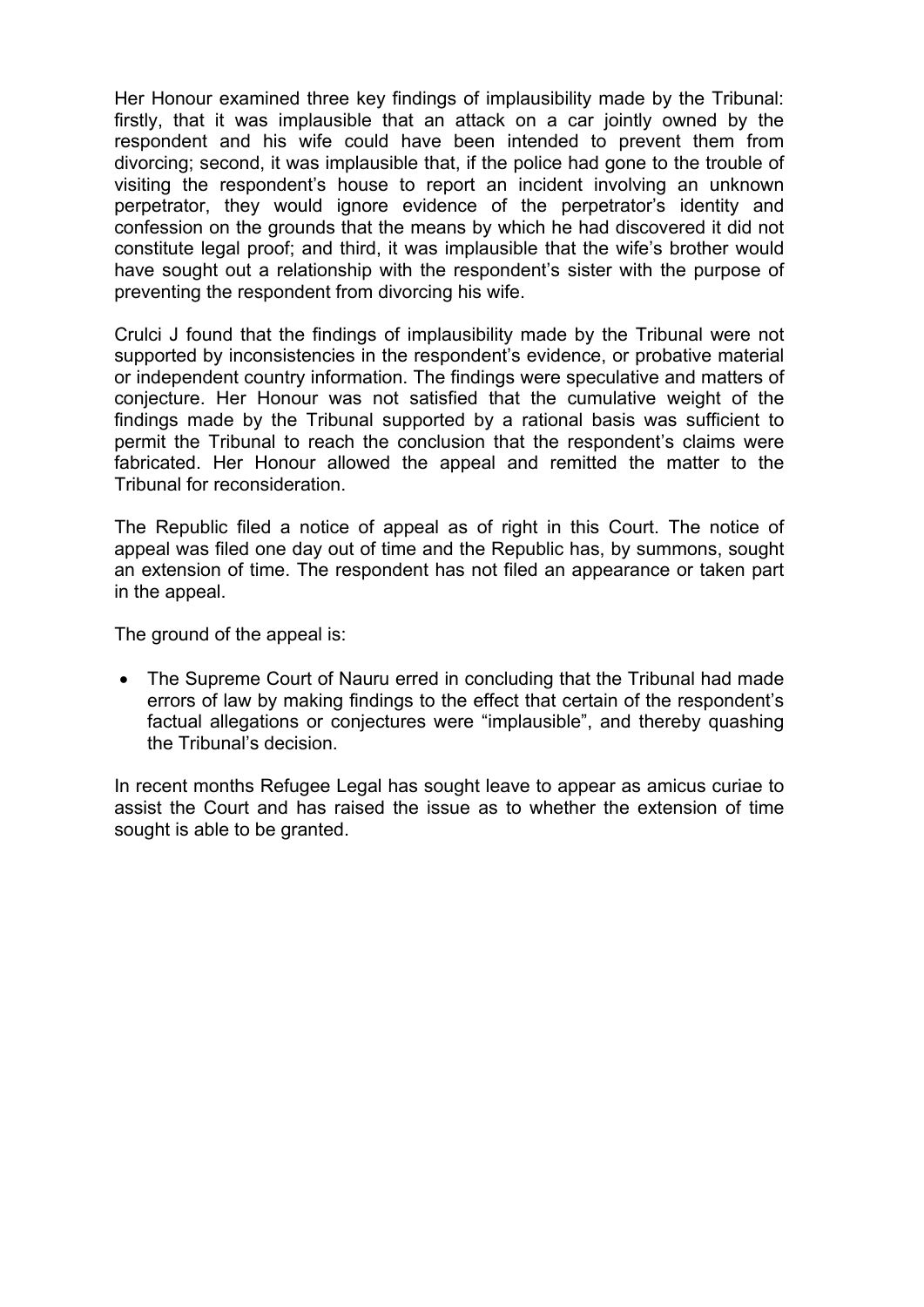Her Honour examined three key findings of implausibility made by the Tribunal: firstly, that it was implausible that an attack on a car jointly owned by the respondent and his wife could have been intended to prevent them from divorcing; second, it was implausible that, if the police had gone to the trouble of visiting the respondent's house to report an incident involving an unknown perpetrator, they would ignore evidence of the perpetrator's identity and confession on the grounds that the means by which he had discovered it did not constitute legal proof; and third, it was implausible that the wife's brother would have sought out a relationship with the respondent's sister with the purpose of preventing the respondent from divorcing his wife.

Crulci J found that the findings of implausibility made by the Tribunal were not supported by inconsistencies in the respondent's evidence, or probative material or independent country information. The findings were speculative and matters of conjecture. Her Honour was not satisfied that the cumulative weight of the findings made by the Tribunal supported by a rational basis was sufficient to permit the Tribunal to reach the conclusion that the respondent's claims were fabricated. Her Honour allowed the appeal and remitted the matter to the Tribunal for reconsideration.

The Republic filed a notice of appeal as of right in this Court. The notice of appeal was filed one day out of time and the Republic has, by summons, sought an extension of time. The respondent has not filed an appearance or taken part in the appeal.

The ground of the appeal is:

- The Supreme Court of Nauru erred in concluding that the Tribunal had made errors of law by making findings to the effect that certain of the respondent's factual allegations or conjectures were "implausible", and thereby quashing the Tribunal's decision.

In recent months Refugee Legal has sought leave to appear as amicus curiae to assist the Court and has raised the issue as to whether the extension of time sought is able to be granted.